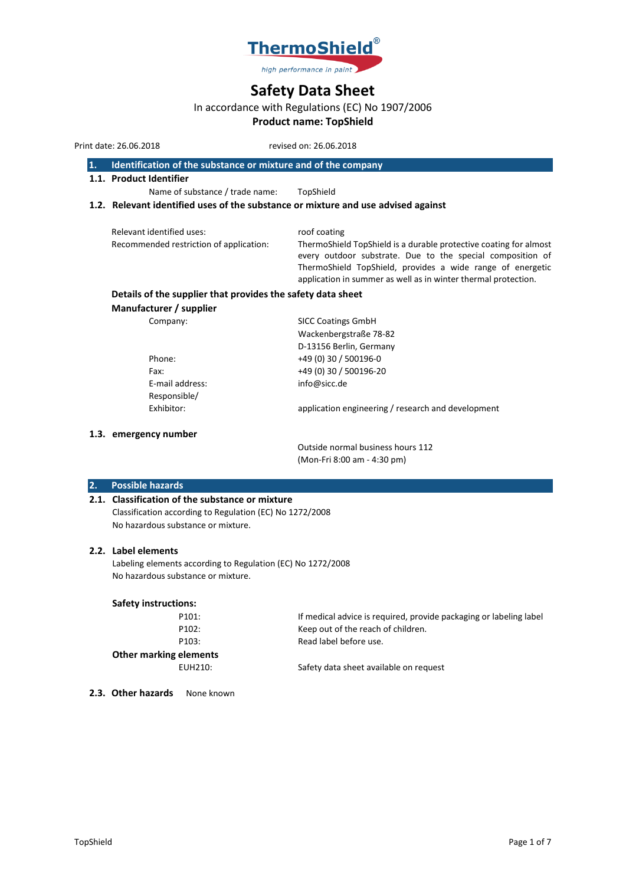ThermoShield®

*high performance in paint*

# Safety Data Sheet

In accordance with Regulations (EC) No 1907/2006

**Product name: TopShield**

Print date: 26.06.2018 revised on: 26.06.2018

## 1. Identification of the substance or mixture and of the company

### 1.1. Product Identifier

Name of substance / trade name: TopShield

### 1.2. Relevant identified uses of the substance or mixture and use advised against

Relevant identified uses: roof coating

Recommended restriction of application: ThermoShield TopShield is a durable protective coating for almost every outdoor substrate. Due to the special composition of ThermoShield TopShield, provides a wide range of energetic application in summer as well as in winter thermal protection.

**Details of the supplier that provides the safety data sheet**

**Manufacturer / supplier**

| | |
|---|---|
| Company: | SICC Coatings GmbH<br>Wackenbergstraße 78-82<br>D-13156 Berlin, Germany |
| Phone: | +49 (0) 30 / 500196-0 |
| Fax: | +49 (0) 30 / 500196-20 |
| E-mail address: | info@sicc.de |
| Responsible/<br>Exhibitor: | application engineering / research and development |

### 1.3. emergency number

Outside normal business hours 112
(Mon-Fri 8:00 am - 4:30 pm)

## 2. Possible hazards

### 2.1. Classification of the substance or mixture

Classification according to Regulation (EC) No 1272/2008
No hazardous substance or mixture.

### 2.2. Label elements

Labeling elements according to Regulation (EC) No 1272/2008
No hazardous substance or mixture.

**Safety instructions:**

| | |
|---|---|
| P101: | If medical advice is required, provide packaging or labeling label |
| P102: | Keep out of the reach of children. |
| P103: | Read label before use. |

**Other marking elements**

| | |
|---|---|
| EUH210: | Safety data sheet available on request |

### 2.3. Other hazards

None known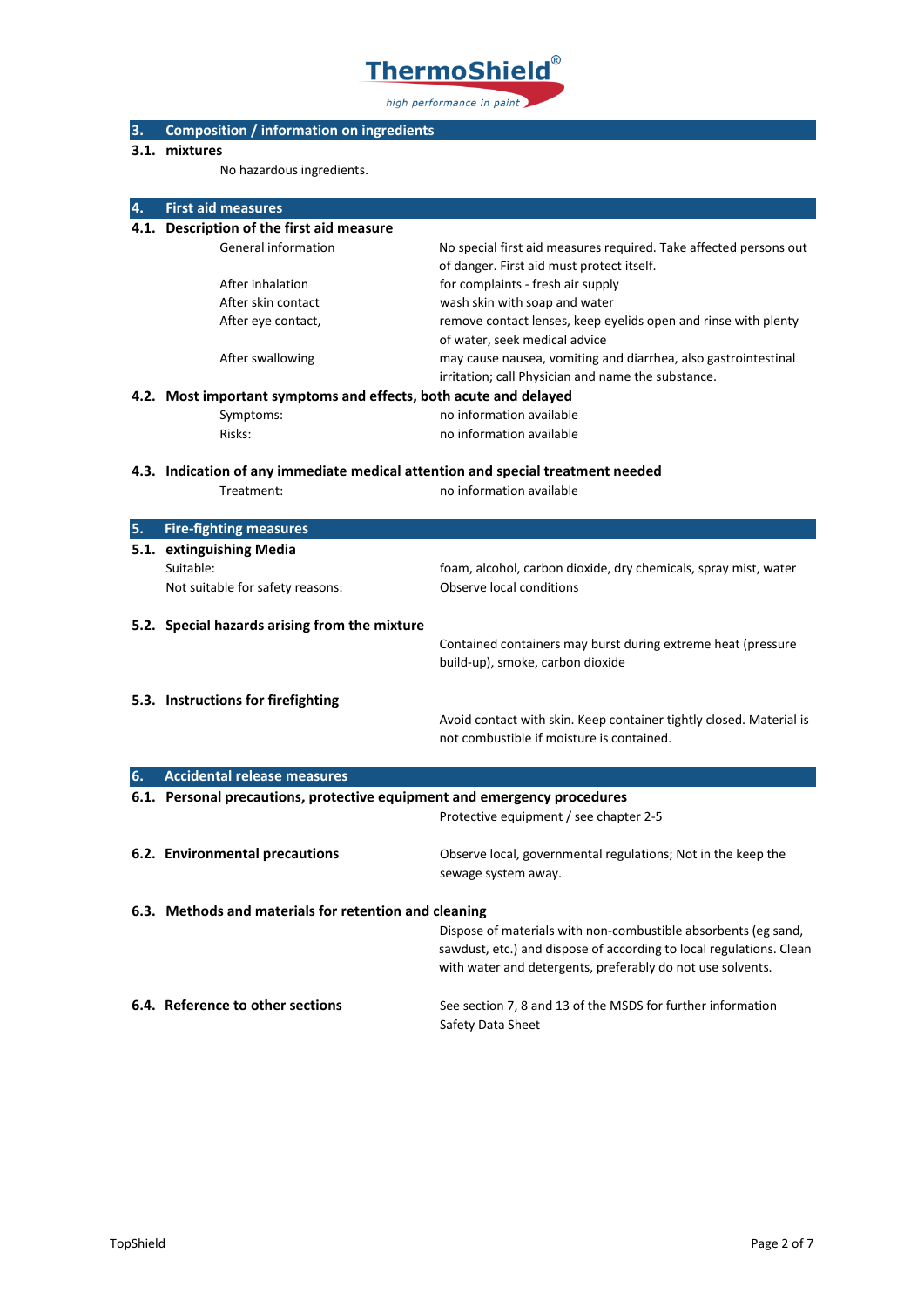## 3. Composition / information on ingredients

### 3.1. mixtures

No hazardous ingredients.

## 4. First aid measures

### 4.1. Description of the first aid measure

| | |
|---|---|
| General information | No special first aid measures required. Take affected persons out of danger. First aid must protect itself. |
| After inhalation | for complaints - fresh air supply |
| After skin contact | wash skin with soap and water |
| After eye contact, | remove contact lenses, keep eyelids open and rinse with plenty of water, seek medical advice |
| After swallowing | may cause nausea, vomiting and diarrhea, also gastrointestinal irritation; call Physician and name the substance. |

### 4.2. Most important symptoms and effects, both acute and delayed

| | |
|---|---|
| Symptoms: | no information available |
| Risks: | no information available |

### 4.3. Indication of any immediate medical attention and special treatment needed

| | |
|---|---|
| Treatment: | no information available |

## 5. Fire-fighting measures

### 5.1. extinguishing Media

| | |
|---|---|
| Suitable: | foam, alcohol, carbon dioxide, dry chemicals, spray mist, water |
| Not suitable for safety reasons: | Observe local conditions |

### 5.2. Special hazards arising from the mixture

Contained containers may burst during extreme heat (pressure build-up), smoke, carbon dioxide

### 5.3. Instructions for firefighting

Avoid contact with skin. Keep container tightly closed. Material is not combustible if moisture is contained.

## 6. Accidental release measures

### 6.1. Personal precautions, protective equipment and emergency procedures

Protective equipment / see chapter 2-5

### 6.2. Environmental precautions

Observe local, governmental regulations; Not in the keep the sewage system away.

### 6.3. Methods and materials for retention and cleaning

Dispose of materials with non-combustible absorbents (eg sand, sawdust, etc.) and dispose of according to local regulations. Clean with water and detergents, preferably do not use solvents.

### 6.4. Reference to other sections

See section 7, 8 and 13 of the MSDS for further information Safety Data Sheet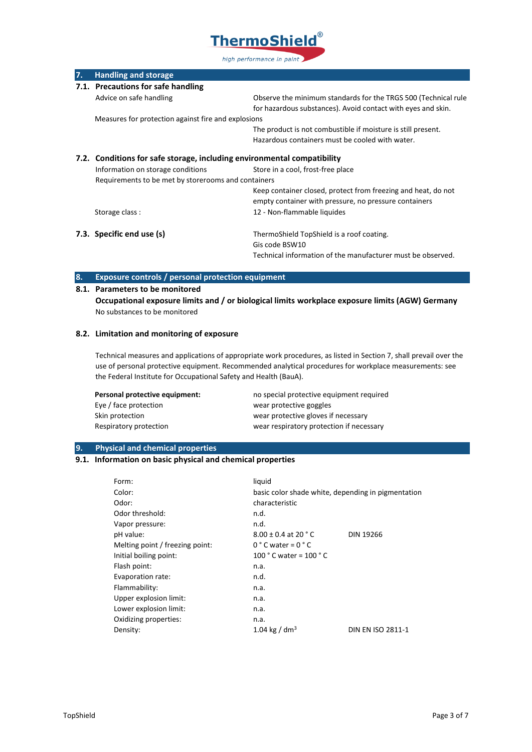## 7. Handling and storage

### 7.1. Precautions for safe handling

| | |
|---|---|
| Advice on safe handling | Observe the minimum standards for the TRGS 500 (Technical rule for hazardous substances). Avoid contact with eyes and skin. |
| Measures for protection against fire and explosions | The product is not combustible if moisture is still present. Hazardous containers must be cooled with water. |

### 7.2. Conditions for safe storage, including environmental compatibility

| | |
|---|---|
| Information on storage conditions | Store in a cool, frost-free place |
| Requirements to be met by storerooms and containers | Keep container closed, protect from freezing and heat, do not empty container with pressure, no pressure containers |
| Storage class : | 12 - Non-flammable liquides |

### 7.3. Specific end use (s)

ThermoShield TopShield is a roof coating.
Gis code BSW10
Technical information of the manufacturer must be observed.

## 8. Exposure controls / personal protection equipment

### 8.1. Parameters to be monitored

**Occupational exposure limits and / or biological limits workplace exposure limits (AGW) Germany**

No substances to be monitored

### 8.2. Limitation and monitoring of exposure

Technical measures and applications of appropriate work procedures, as listed in Section 7, shall prevail over the use of personal protective equipment. Recommended analytical procedures for workplace measurements: see the Federal Institute for Occupational Safety and Health (BauA).

| | |
|---|---|
| **Personal protective equipment:** | no special protective equipment required |
| Eye / face protection | wear protective goggles |
| Skin protection | wear protective gloves if necessary |
| Respiratory protection | wear respiratory protection if necessary |

## 9. Physical and chemical properties

### 9.1. Information on basic physical and chemical properties

| | | |
|---|---|---|
| Form: | liquid | |
| Color: | basic color shade white, depending in pigmentation | |
| Odor: | characteristic | |
| Odor threshold: | n.d. | |
| Vapor pressure: | n.d. | |
| pH value: | 8.00 ± 0.4 at 20 ° C | DIN 19266 |
| Melting point / freezing point: | 0 ° C water = 0 ° C | |
| Initial boiling point: | 100 ° C water = 100 ° C | |
| Flash point: | n.a. | |
| Evaporation rate: | n.d. | |
| Flammability: | n.a. | |
| Upper explosion limit: | n.a. | |
| Lower explosion limit: | n.a. | |
| Oxidizing properties: | n.a. | |
| Density: | 1.04 kg / $dm^3$ | DIN EN ISO 2811-1 |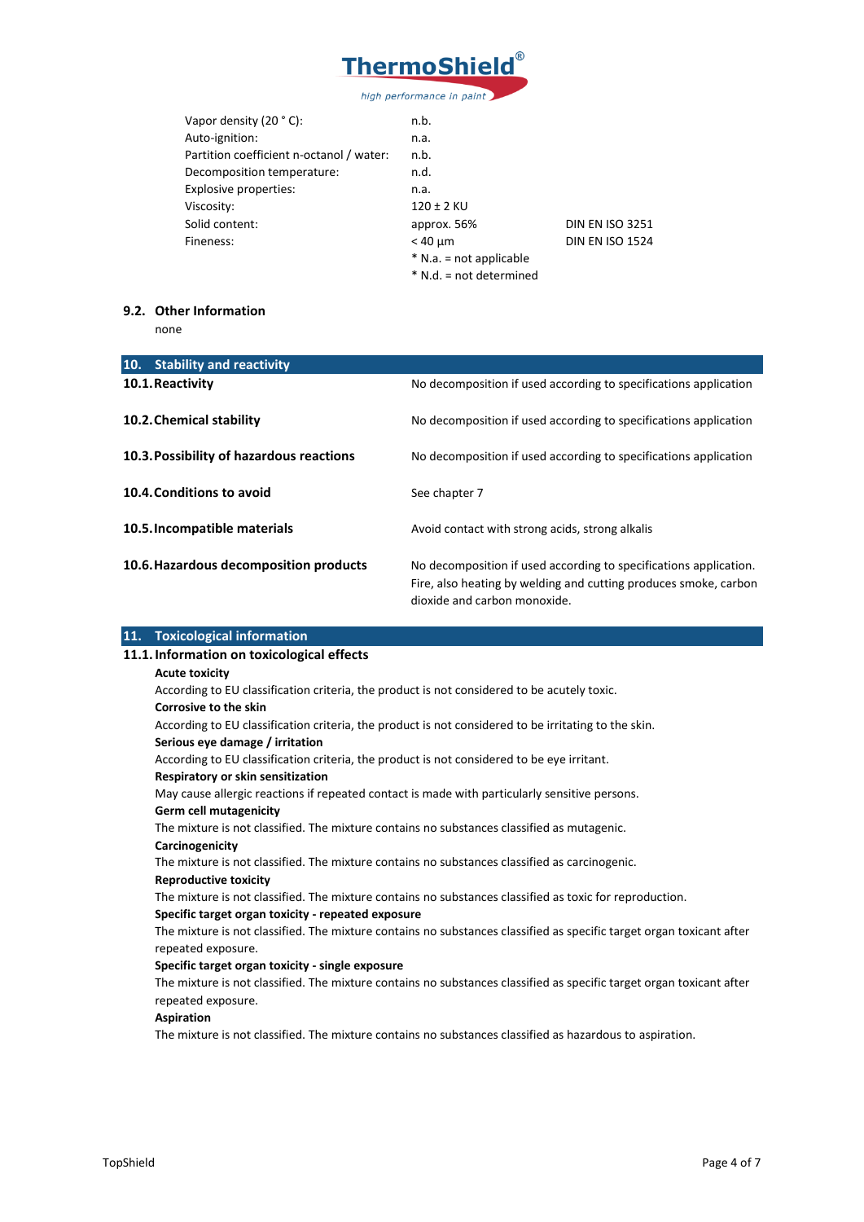| | | |
|---|---|---|
| Vapor density (20 ° C): | n.b. | |
| Auto-ignition: | n.a. | |
| Partition coefficient n-octanol / water: | n.b. | |
| Decomposition temperature: | n.d. | |
| Explosive properties: | n.a. | |
| Viscosity: | 120 ± 2 KU | |
| Solid content: | approx. 56% | DIN EN ISO 3251 |
| Fineness: | < 40 µm | DIN EN ISO 1524 |
| | * N.a. = not applicable | |
| | * N.d. = not determined | |

### 9.2. Other Information

none

## 10. Stability and reactivity

| | |
|---|---|
| **10.1. Reactivity** | No decomposition if used according to specifications application |
| **10.2. Chemical stability** | No decomposition if used according to specifications application |
| **10.3. Possibility of hazardous reactions** | No decomposition if used according to specifications application |
| **10.4. Conditions to avoid** | See chapter 7 |
| **10.5. Incompatible materials** | Avoid contact with strong acids, strong alkalis |
| **10.6. Hazardous decomposition products** | No decomposition if used according to specifications application. Fire, also heating by welding and cutting produces smoke, carbon dioxide and carbon monoxide. |

## 11. Toxicological information

### 11.1. Information on toxicological effects

**Acute toxicity**

According to EU classification criteria, the product is not considered to be acutely toxic.

**Corrosive to the skin**

According to EU classification criteria, the product is not considered to be irritating to the skin.

**Serious eye damage / irritation**

According to EU classification criteria, the product is not considered to be eye irritant.

**Respiratory or skin sensitization**

May cause allergic reactions if repeated contact is made with particularly sensitive persons.

**Germ cell mutagenicity**

The mixture is not classified. The mixture contains no substances classified as mutagenic.

**Carcinogenicity**

The mixture is not classified. The mixture contains no substances classified as carcinogenic.

**Reproductive toxicity**

The mixture is not classified. The mixture contains no substances classified as toxic for reproduction.

**Specific target organ toxicity - repeated exposure**

The mixture is not classified. The mixture contains no substances classified as specific target organ toxicant after repeated exposure.

**Specific target organ toxicity - single exposure**

The mixture is not classified. The mixture contains no substances classified as specific target organ toxicant after repeated exposure.

**Aspiration**

The mixture is not classified. The mixture contains no substances classified as hazardous to aspiration.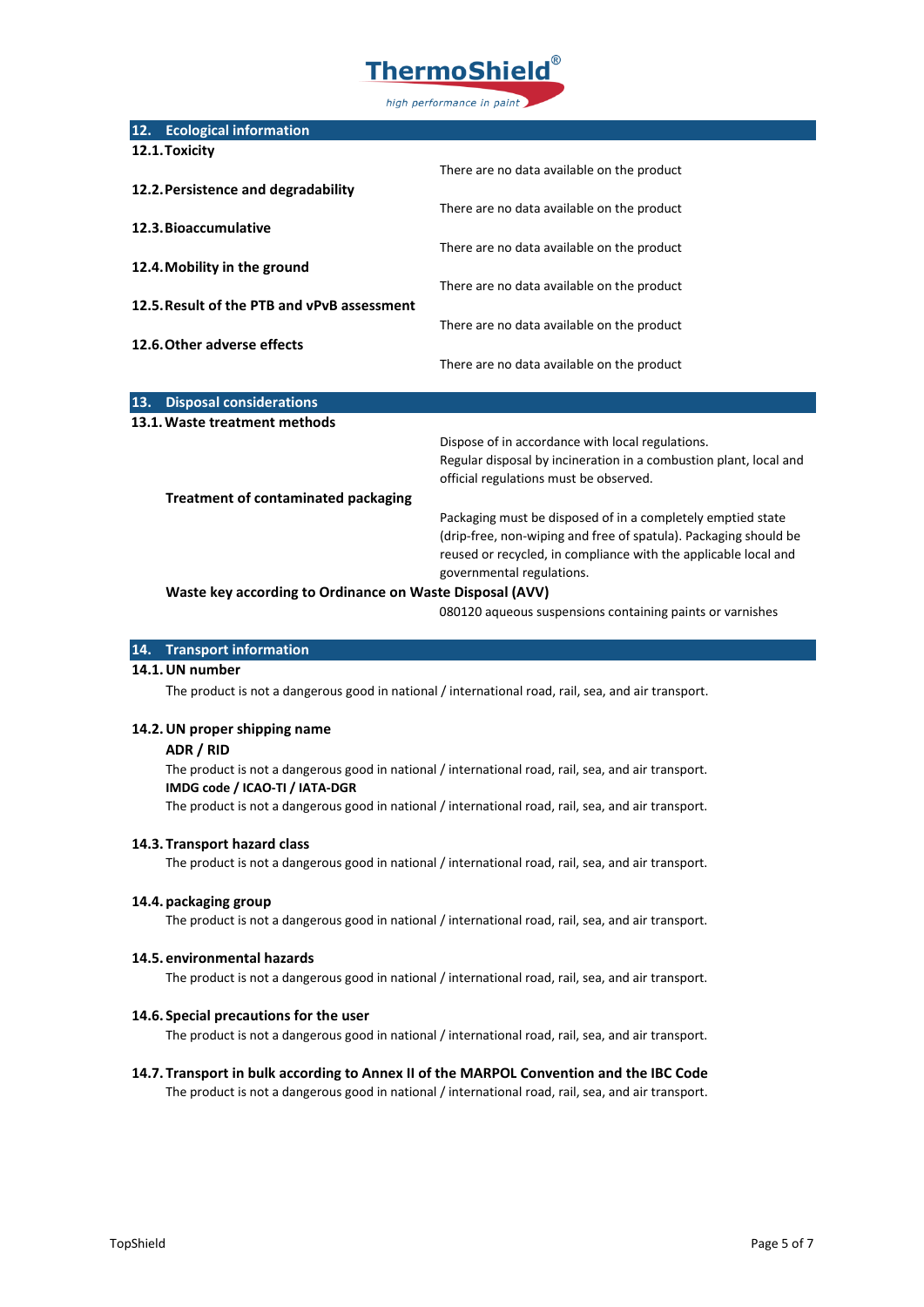## 12. Ecological information

### 12.1. Toxicity

There are no data available on the product

### 12.2. Persistence and degradability

There are no data available on the product

### 12.3. Bioaccumulative

There are no data available on the product

### 12.4. Mobility in the ground

There are no data available on the product

### 12.5. Result of the PTB and vPvB assessment

There are no data available on the product

### 12.6. Other adverse effects

There are no data available on the product

## 13. Disposal considerations

### 13.1. Waste treatment methods

Dispose of in accordance with local regulations.
Regular disposal by incineration in a combustion plant, local and official regulations must be observed.

**Treatment of contaminated packaging**

Packaging must be disposed of in a completely emptied state (drip-free, non-wiping and free of spatula). Packaging should be reused or recycled, in compliance with the applicable local and governmental regulations.

**Waste key according to Ordinance on Waste Disposal (AVV)**

080120 aqueous suspensions containing paints or varnishes

## 14. Transport information

### 14.1. UN number

The product is not a dangerous good in national / international road, rail, sea, and air transport.

### 14.2. UN proper shipping name

**ADR / RID**

The product is not a dangerous good in national / international road, rail, sea, and air transport.

**IMDG code / ICAO-TI / IATA-DGR**

The product is not a dangerous good in national / international road, rail, sea, and air transport.

### 14.3. Transport hazard class

The product is not a dangerous good in national / international road, rail, sea, and air transport.

### 14.4. packaging group

The product is not a dangerous good in national / international road, rail, sea, and air transport.

### 14.5. environmental hazards

The product is not a dangerous good in national / international road, rail, sea, and air transport.

### 14.6. Special precautions for the user

The product is not a dangerous good in national / international road, rail, sea, and air transport.

### 14.7. Transport in bulk according to Annex II of the MARPOL Convention and the IBC Code

The product is not a dangerous good in national / international road, rail, sea, and air transport.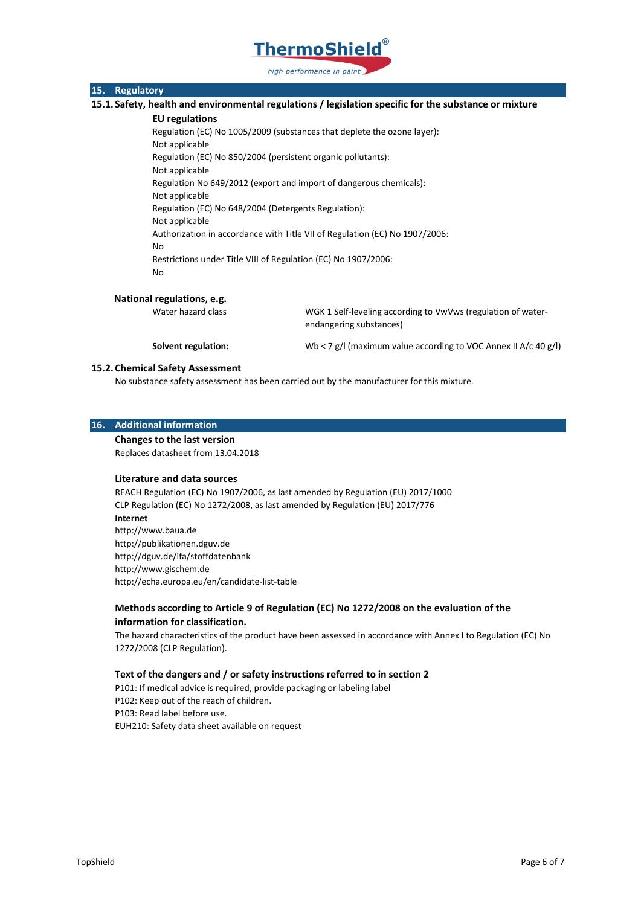## 15. Regulatory

### 15.1. Safety, health and environmental regulations / legislation specific for the substance or mixture

**EU regulations**

Regulation (EC) No 1005/2009 (substances that deplete the ozone layer):
Not applicable

Regulation (EC) No 850/2004 (persistent organic pollutants):
Not applicable

Regulation No 649/2012 (export and import of dangerous chemicals):
Not applicable

Regulation (EC) No 648/2004 (Detergents Regulation):
Not applicable

Authorization in accordance with Title VII of Regulation (EC) No 1907/2006:
No

Restrictions under Title VIII of Regulation (EC) No 1907/2006:
No

**National regulations, e.g.**

| | |
|---|---|
| Water hazard class | WGK 1 Self-leveling according to VwVws (regulation of water-endangering substances) |
| **Solvent regulation:** | Wb < 7 g/l (maximum value according to VOC Annex II A/c 40 g/l) |

### 15.2. Chemical Safety Assessment

No substance safety assessment has been carried out by the manufacturer for this mixture.

## 16. Additional information

**Changes to the last version**

Replaces datasheet from 13.04.2018

**Literature and data sources**

REACH Regulation (EC) No 1907/2006, as last amended by Regulation (EU) 2017/1000
CLP Regulation (EC) No 1272/2008, as last amended by Regulation (EU) 2017/776

**Internet**

http://www.baua.de
http://publikationen.dguv.de
http://dguv.de/ifa/stoffdatenbank
http://www.gischem.de
http://echa.europa.eu/en/candidate-list-table

**Methods according to Article 9 of Regulation (EC) No 1272/2008 on the evaluation of the information for classification.**

The hazard characteristics of the product have been assessed in accordance with Annex I to Regulation (EC) No 1272/2008 (CLP Regulation).

**Text of the dangers and / or safety instructions referred to in section 2**

P101: If medical advice is required, provide packaging or labeling label
P102: Keep out of the reach of children.
P103: Read label before use.
EUH210: Safety data sheet available on request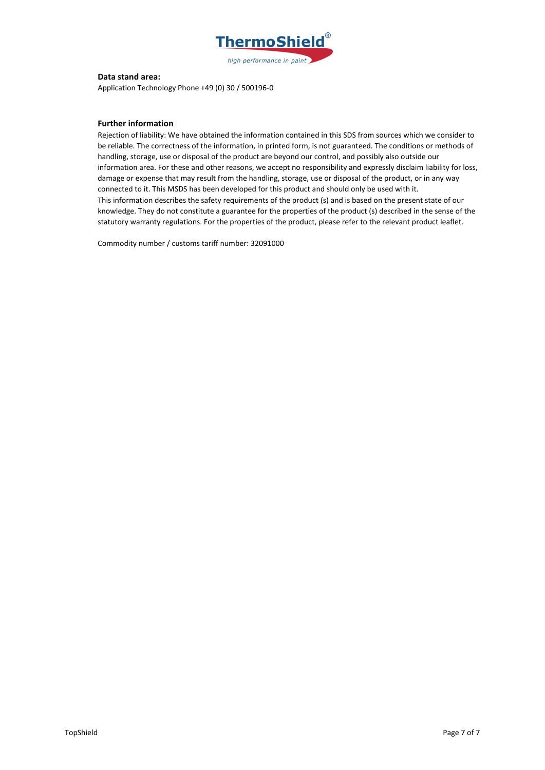**Data stand area:**

Application Technology Phone +49 (0) 30 / 500196-0

**Further information**

Rejection of liability: We have obtained the information contained in this SDS from sources which we consider to be reliable. The correctness of the information, in printed form, is not guaranteed. The conditions or methods of handling, storage, use or disposal of the product are beyond our control, and possibly also outside our information area. For these and other reasons, we accept no responsibility and expressly disclaim liability for loss, damage or expense that may result from the handling, storage, use or disposal of the product, or in any way connected to it. This MSDS has been developed for this product and should only be used with it.

This information describes the safety requirements of the product (s) and is based on the present state of our knowledge. They do not constitute a guarantee for the properties of the product (s) described in the sense of the statutory warranty regulations. For the properties of the product, please refer to the relevant product leaflet.

Commodity number / customs tariff number: 32091000